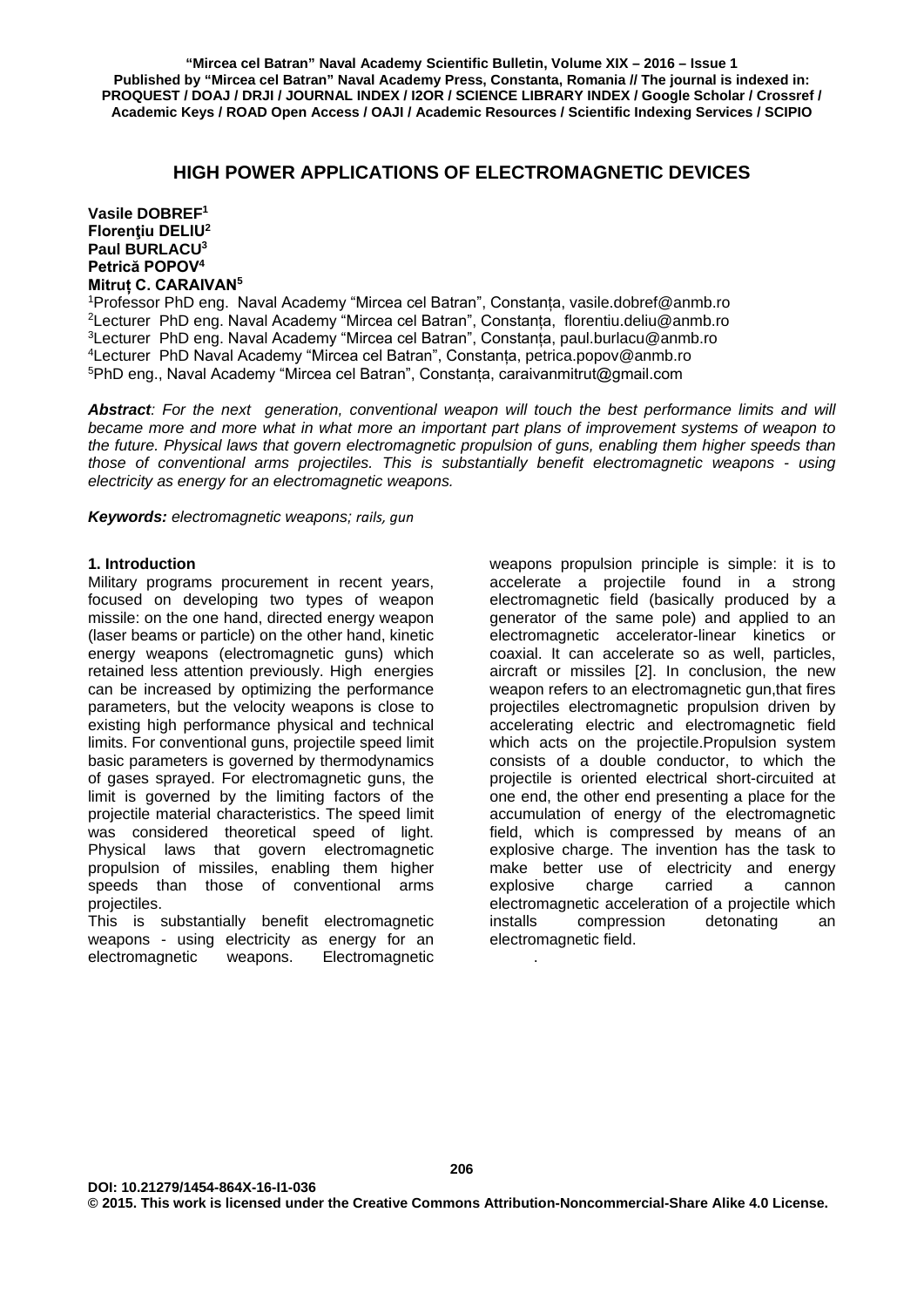# HIGH POWER APPLICATIONS OF ELECTROMAGNETIC DEVICES

**Vasile DOBREF[1]**
**Florenţiu DELIU[2]**
**Paul BURLACU[3]**
**Petrică POPOV[4]**
**Mitruț C. CARAIVAN[5]**

[1]Professor PhD eng. Naval Academy "Mircea cel Batran", Constanța, vasile.dobref@anmb.ro
[2]Lecturer PhD eng. Naval Academy "Mircea cel Batran", Constanța, florentiu.deliu@anmb.ro
[3]Lecturer PhD eng. Naval Academy "Mircea cel Batran", Constanța, paul.burlacu@anmb.ro
[4]Lecturer PhD Naval Academy "Mircea cel Batran", Constanța, petrica.popov@anmb.ro
[5]PhD eng., Naval Academy "Mircea cel Batran", Constanța, caraivanmitrut@gmail.com

***Abstract**: For the next generation, conventional weapon will touch the best performance limits and will became more and more what in what more an important part plans of improvement systems of weapon to the future. Physical laws that govern electromagnetic propulsion of guns, enabling them higher speeds than those of conventional arms projectiles. This is substantially benefit electromagnetic weapons - using electricity as energy for an electromagnetic weapons.*

***Keywords:** electromagnetic weapons; rails, gun*

## 1. Introduction

Military programs procurement in recent years, focused on developing two types of weapon missile: on the one hand, directed energy weapon (laser beams or particle) on the other hand, kinetic energy weapons (electromagnetic guns) which retained less attention previously. High energies can be increased by optimizing the performance parameters, but the velocity weapons is close to existing high performance physical and technical limits. For conventional guns, projectile speed limit basic parameters is governed by thermodynamics of gases sprayed. For electromagnetic guns, the limit is governed by the limiting factors of the projectile material characteristics. The speed limit was considered theoretical speed of light. Physical laws that govern electromagnetic propulsion of missiles, enabling them higher speeds than those of conventional arms projectiles.

This is substantially benefit electromagnetic weapons - using electricity as energy for an electromagnetic weapons. Electromagnetic weapons propulsion principle is simple: it is to accelerate a projectile found in a strong electromagnetic field (basically produced by a generator of the same pole) and applied to an electromagnetic accelerator-linear kinetics or coaxial. It can accelerate so as well, particles, aircraft or missiles [2]. In conclusion, the new weapon refers to an electromagnetic gun,that fires projectiles electromagnetic propulsion driven by accelerating electric and electromagnetic field which acts on the projectile.Propulsion system consists of a double conductor, to which the projectile is oriented electrical short-circuited at one end, the other end presenting a place for the accumulation of energy of the electromagnetic field, which is compressed by means of an explosive charge. The invention has the task to make better use of electricity and energy explosive charge carried a cannon electromagnetic acceleration of a projectile which installs compression detonating an electromagnetic field.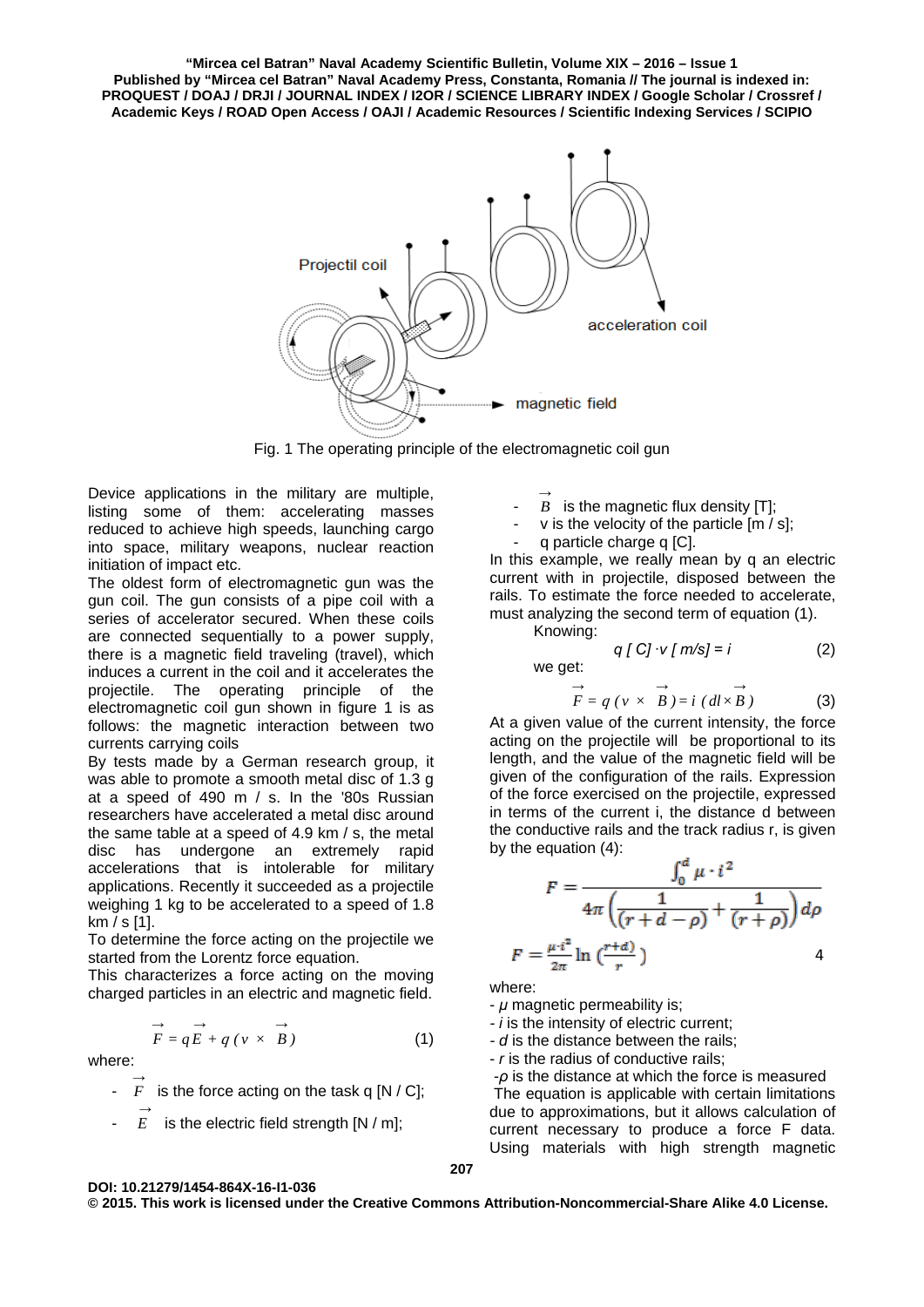Fig. 1 The operating principle of the electromagnetic coil gun

Device applications in the military are multiple, listing some of them: accelerating masses reduced to achieve high speeds, launching cargo into space, military weapons, nuclear reaction initiation of impact etc.

The oldest form of electromagnetic gun was the gun coil. The gun consists of a pipe coil with a series of accelerator secured. When these coils are connected sequentially to a power supply, there is a magnetic field traveling (travel), which induces a current in the coil and it accelerates the projectile. The operating principle of the electromagnetic coil gun shown in figure 1 is as follows: the magnetic interaction between two currents carrying coils

By tests made by a German research group, it was able to promote a smooth metal disc of 1.3 g at a speed of 490 m / s. In the '80s Russian researchers have accelerated a metal disc around the same table at a speed of 4.9 km / s, the metal disc has undergone an extremely rapid accelerations that is intolerable for military applications. Recently it succeeded as a projectile weighing 1 kg to be accelerated to a speed of 1.8 km / s [1].

To determine the force acting on the projectile we started from the Lorentz force equation.

This characterizes a force acting on the moving charged particles in an electric and magnetic field.

$$\vec{F} = q\vec{E} + q(v \times \vec{B}) \qquad (1)$$

where:

- $\vec{F}$ is the force acting on the task q [N / C];
- $\vec{E}$ is the electric field strength [N / m];
- $\vec{B}$ is the magnetic flux density [T];
- v is the velocity of the particle [m / s];
- q particle charge q [C].

In this example, we really mean by q an electric current with in projectile, disposed between the rails. To estimate the force needed to accelerate, must analyzing the second term of equation (1).

Knowing:

$$q\,[C] \cdot v\,[m/s] = i \qquad (2)$$

we get:

$$\vec{F} = q(v \times \vec{B}) = i\,(dl \times \vec{B}) \qquad (3)$$

At a given value of the current intensity, the force acting on the projectile will be proportional to its length, and the value of the magnetic field will be given of the configuration of the rails. Expression of the force exercised on the projectile, expressed in terms of the current i, the distance d between the conductive rails and the track radius r, is given by the equation (4):

$$F = \frac{\int_0^d \mu \cdot i^2}{4\pi\left(\frac{1}{(r+d-\rho)} + \frac{1}{(r+\rho)}\right)d\rho}$$

$$F = \frac{\mu \cdot i^2}{2\pi} \ln\left(\frac{r+d}{r}\right) \qquad 4$$

where:

- $\mu$ magnetic permeability is;
- $i$ is the intensity of electric current;
- $d$ is the distance between the rails;
- $r$ is the radius of conductive rails;
- $\rho$ is the distance at which the force is measured

The equation is applicable with certain limitations due to approximations, but it allows calculation of current necessary to produce a force F data. Using materials with high strength magnetic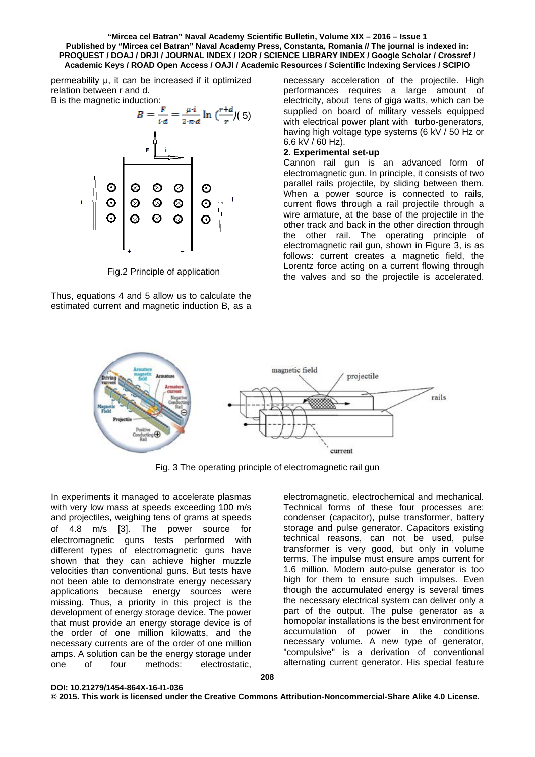permeability μ, it can be increased if it optimized relation between r and d.

B is the magnetic induction:

$$B = \frac{F}{i \cdot d} = \frac{\mu \cdot i}{2 \cdot \pi \cdot d} \ln\left(\frac{r+d}{r}\right) \quad (5)$$

Fig.2 Principle of application

Thus, equations 4 and 5 allow us to calculate the estimated current and magnetic induction B, as a necessary acceleration of the projectile. High performances requires a large amount of electricity, about tens of giga watts, which can be supplied on board of military vessels equipped with electrical power plant with turbo-generators, having high voltage type systems (6 kV / 50 Hz or 6.6 kV / 60 Hz).

## 2. Experimental set-up

Cannon rail gun is an advanced form of electromagnetic gun. In principle, it consists of two parallel rails projectile, by sliding between them. When a power source is connected to rails, current flows through a rail projectile through a wire armature, at the base of the projectile in the other track and back in the other direction through the other rail. The operating principle of electromagnetic rail gun, shown in Figure 3, is as follows: current creates a magnetic field, the Lorentz force acting on a current flowing through the valves and so the projectile is accelerated.

Fig. 3 The operating principle of electromagnetic rail gun

In experiments it managed to accelerate plasmas with very low mass at speeds exceeding 100 m/s and projectiles, weighing tens of grams at speeds of 4.8 m/s [3]. The power source for electromagnetic guns tests performed with different types of electromagnetic guns have shown that they can achieve higher muzzle velocities than conventional guns. But tests have not been able to demonstrate energy necessary applications because energy sources were missing. Thus, a priority in this project is the development of energy storage device. The power that must provide an energy storage device is of the order of one million kilowatts, and the necessary currents are of the order of one million amps. A solution can be the energy storage under one of four methods: electrostatic, electromagnetic, electrochemical and mechanical. Technical forms of these four processes are: condenser (capacitor), pulse transformer, battery storage and pulse generator. Capacitors existing technical reasons, can not be used, pulse transformer is very good, but only in volume terms. The impulse must ensure amps current for 1.6 million. Modern auto-pulse generator is too high for them to ensure such impulses. Even though the accumulated energy is several times the necessary electrical system can deliver only a part of the output. The pulse generator as a homopolar installations is the best environment for accumulation of power in the conditions necessary volume. A new type of generator, "compulsive" is a derivation of conventional alternating current generator. His special feature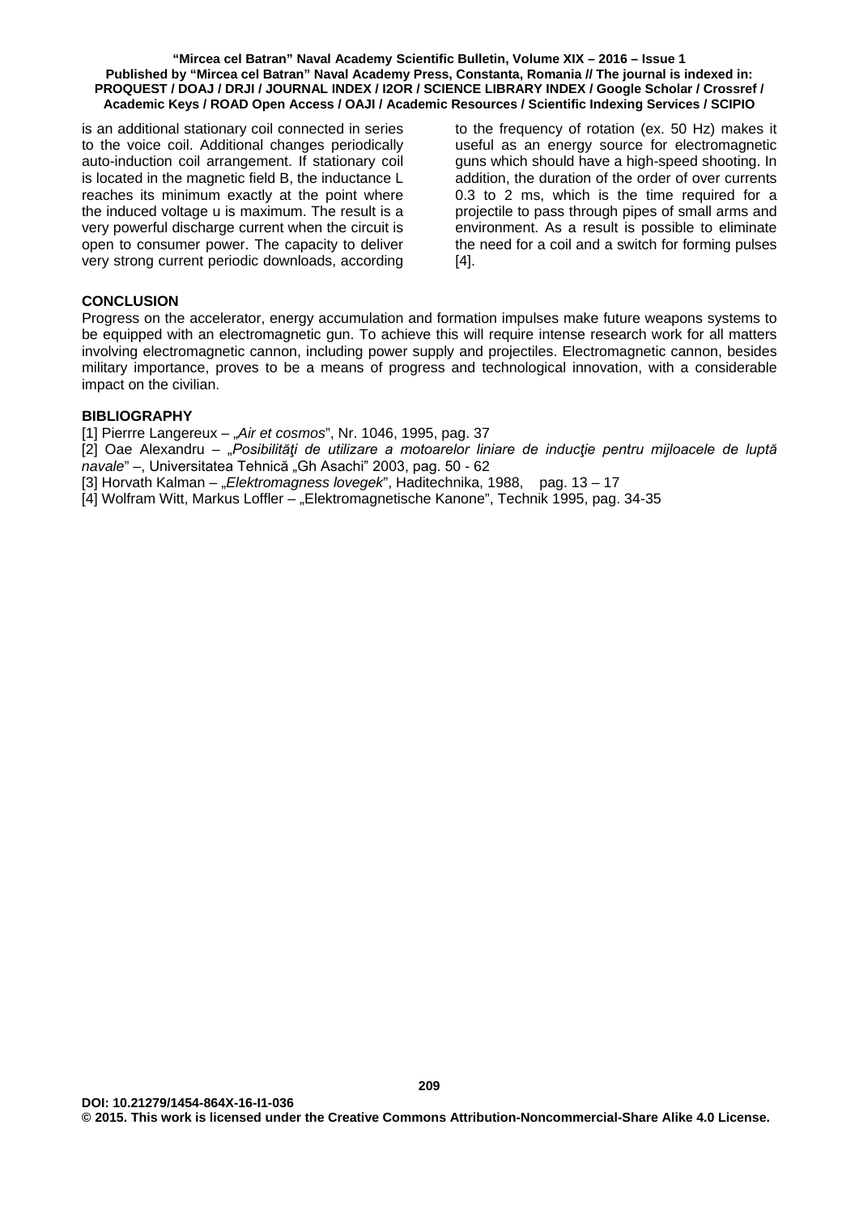is an additional stationary coil connected in series to the voice coil. Additional changes periodically auto-induction coil arrangement. If stationary coil is located in the magnetic field B, the inductance L reaches its minimum exactly at the point where the induced voltage u is maximum. The result is a very powerful discharge current when the circuit is open to consumer power. The capacity to deliver very strong current periodic downloads, according to the frequency of rotation (ex. 50 Hz) makes it useful as an energy source for electromagnetic guns which should have a high-speed shooting. In addition, the duration of the order of over currents 0.3 to 2 ms, which is the time required for a projectile to pass through pipes of small arms and environment. As a result is possible to eliminate the need for a coil and a switch for forming pulses [4].

**CONCLUSION**

Progress on the accelerator, energy accumulation and formation impulses make future weapons systems to be equipped with an electromagnetic gun. To achieve this will require intense research work for all matters involving electromagnetic cannon, including power supply and projectiles. Electromagnetic cannon, besides military importance, proves to be a means of progress and technological innovation, with a considerable impact on the civilian.

**BIBLIOGRAPHY**

[1] Pierrre Langereux – „*Air et cosmos*", Nr. 1046, 1995, pag. 37

[2] Oae Alexandru – „*Posibilităţi de utilizare a motoarelor liniare de inducţie pentru mijloacele de luptă navale*" –, Universitatea Tehnică „Gh Asachi" 2003, pag. 50 - 62

[3] Horvath Kalman – „*Elektromagness lovegek*", Haditechnika, 1988, pag. 13 – 17

[4] Wolfram Witt, Markus Loffler – „Elektromagnetische Kanone", Technik 1995, pag. 34-35